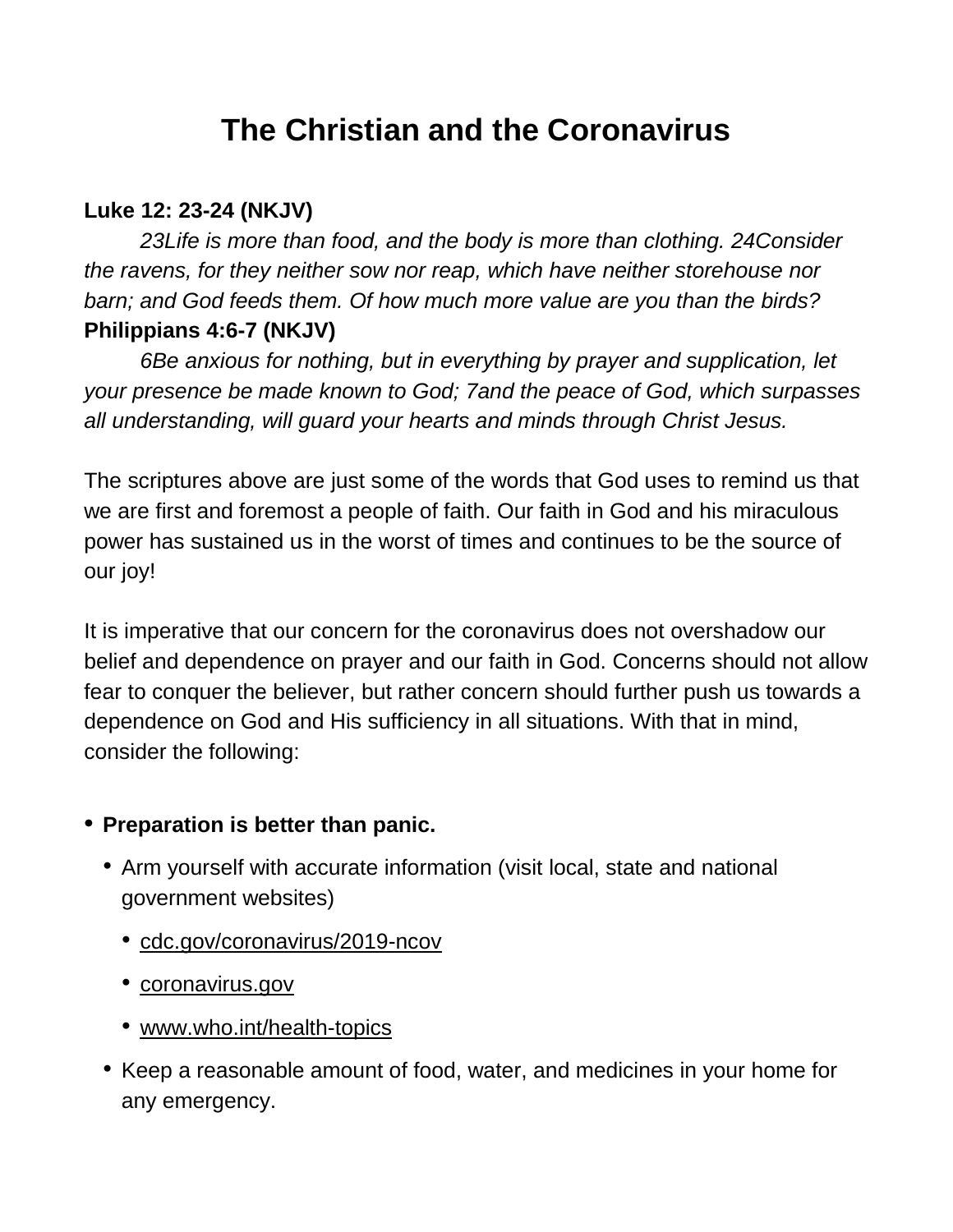# The Christian and the Coronavirus

**Luke 12: 23-24 (NKJV)**

*23Life is more than food, and the body is more than clothing. 24Consider the ravens, for they neither sow nor reap, which have neither storehouse nor barn; and God feeds them. Of how much more value are you than the birds?*

**Philippians 4:6-7 (NKJV)**

*6Be anxious for nothing, but in everything by prayer and supplication, let your presence be made known to God; 7and the peace of God, which surpasses all understanding, will guard your hearts and minds through Christ Jesus.*

The scriptures above are just some of the words that God uses to remind us that we are first and foremost a people of faith. Our faith in God and his miraculous power has sustained us in the worst of times and continues to be the source of our joy!

It is imperative that our concern for the coronavirus does not overshadow our belief and dependence on prayer and our faith in God. Concerns should not allow fear to conquer the believer, but rather concern should further push us towards a dependence on God and His sufficiency in all situations. With that in mind, consider the following:

- **Preparation is better than panic.**
  - Arm yourself with accurate information (visit local, state and national government websites)
    - cdc.gov/coronavirus/2019-ncov
    - coronavirus.gov
    - www.who.int/health-topics
  - Keep a reasonable amount of food, water, and medicines in your home for any emergency.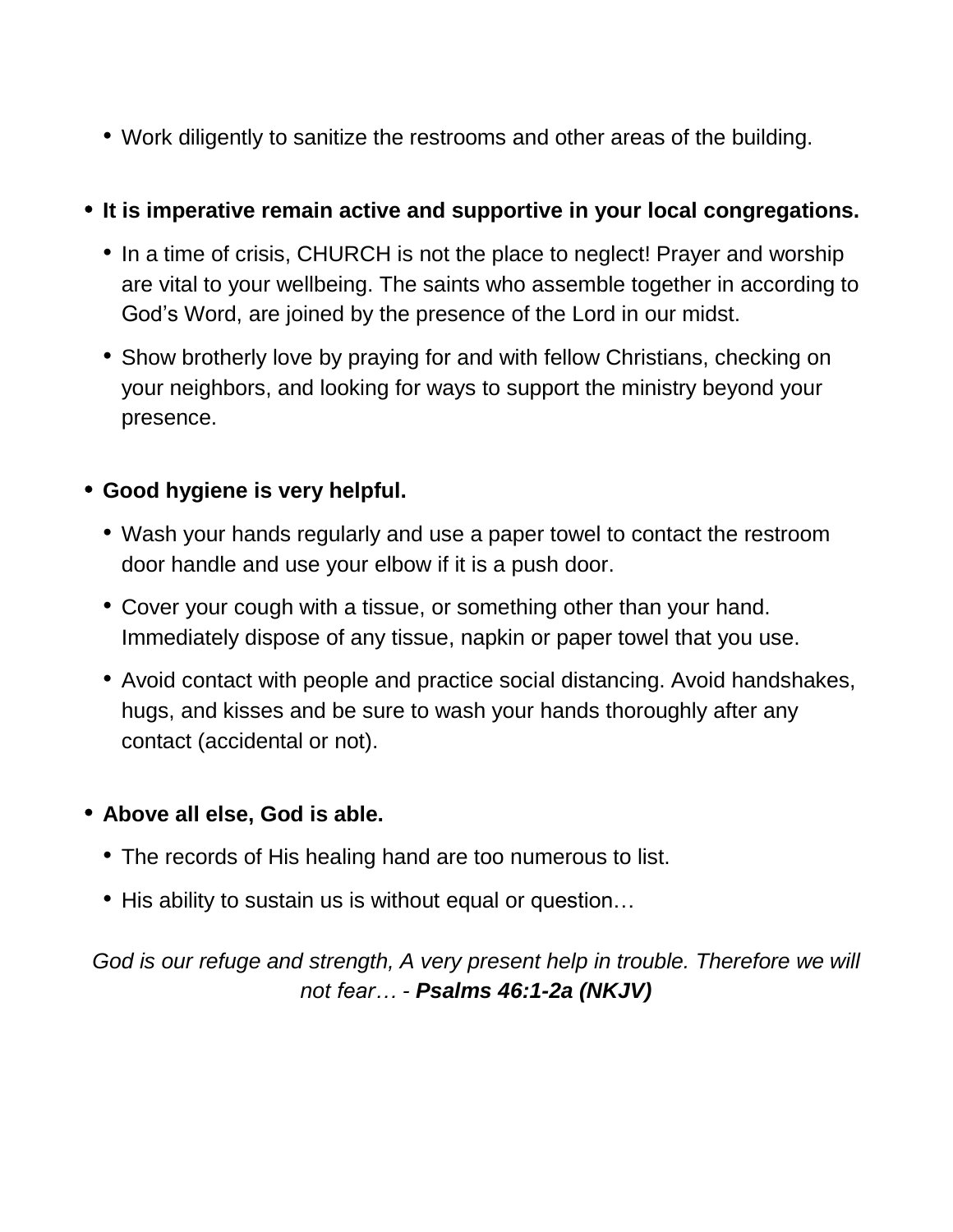- Work diligently to sanitize the restrooms and other areas of the building.

- **It is imperative remain active and supportive in your local congregations.**
  - In a time of crisis, CHURCH is not the place to neglect! Prayer and worship are vital to your wellbeing. The saints who assemble together in according to God's Word, are joined by the presence of the Lord in our midst.
  - Show brotherly love by praying for and with fellow Christians, checking on your neighbors, and looking for ways to support the ministry beyond your presence.

- **Good hygiene is very helpful.**
  - Wash your hands regularly and use a paper towel to contact the restroom door handle and use your elbow if it is a push door.
  - Cover your cough with a tissue, or something other than your hand. Immediately dispose of any tissue, napkin or paper towel that you use.
  - Avoid contact with people and practice social distancing. Avoid handshakes, hugs, and kisses and be sure to wash your hands thoroughly after any contact (accidental or not).

- **Above all else, God is able.**
  - The records of His healing hand are too numerous to list.
  - His ability to sustain us is without equal or question…

*God is our refuge and strength, A very present help in trouble. Therefore we will not fear… -* ***Psalms 46:1-2a (NKJV)***